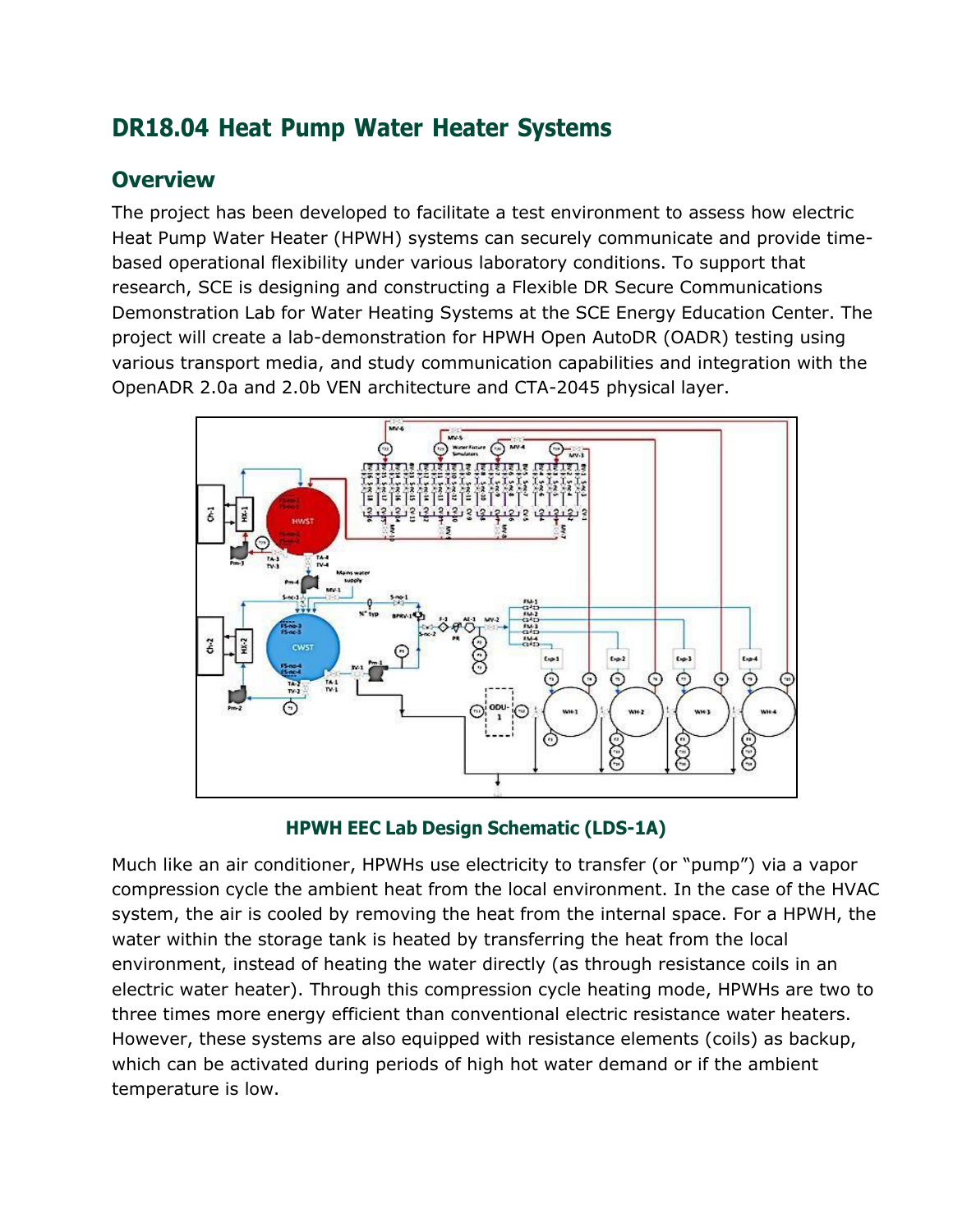## DR18.04 Heat Pump Water Heater Systems

### Overview

The project has been developed to facilitate a test environment to assess how electric Heat Pump Water Heater (HPWH) systems can securely communicate and provide time-based operational flexibility under various laboratory conditions. To support that research, SCE is designing and constructing a Flexible DR Secure Communications Demonstration Lab for Water Heating Systems at the SCE Energy Education Center. The project will create a lab-demonstration for HPWH Open AutoDR (OADR) testing using various transport media, and study communication capabilities and integration with the OpenADR 2.0a and 2.0b VEN architecture and CTA-2045 physical layer.

**HPWH EEC Lab Design Schematic (LDS-1A)**

Much like an air conditioner, HPWHs use electricity to transfer (or "pump") via a vapor compression cycle the ambient heat from the local environment. In the case of the HVAC system, the air is cooled by removing the heat from the internal space. For a HPWH, the water within the storage tank is heated by transferring the heat from the local environment, instead of heating the water directly (as through resistance coils in an electric water heater). Through this compression cycle heating mode, HPWHs are two to three times more energy efficient than conventional electric resistance water heaters. However, these systems are also equipped with resistance elements (coils) as backup, which can be activated during periods of high hot water demand or if the ambient temperature is low.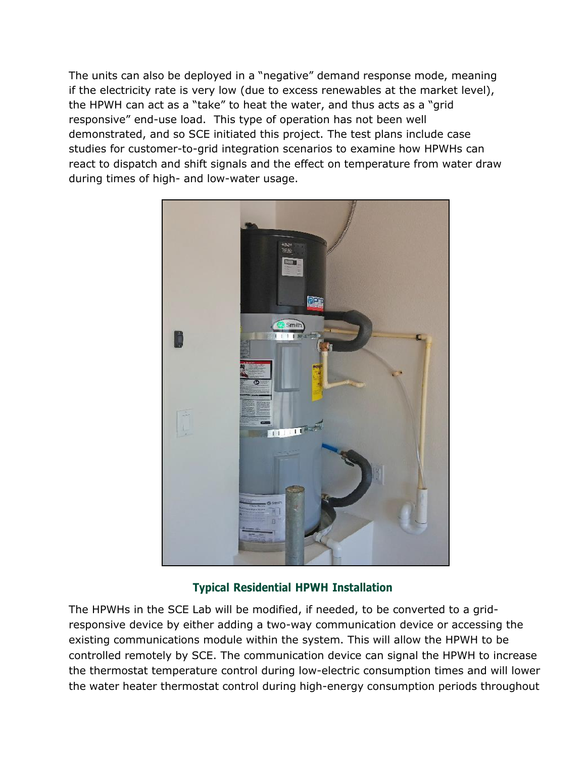The units can also be deployed in a "negative" demand response mode, meaning if the electricity rate is very low (due to excess renewables at the market level), the HPWH can act as a "take" to heat the water, and thus acts as a "grid responsive" end-use load. This type of operation has not been well demonstrated, and so SCE initiated this project. The test plans include case studies for customer-to-grid integration scenarios to examine how HPWHs can react to dispatch and shift signals and the effect on temperature from water draw during times of high- and low-water usage.

**Typical Residential HPWH Installation**

The HPWHs in the SCE Lab will be modified, if needed, to be converted to a grid-responsive device by either adding a two-way communication device or accessing the existing communications module within the system. This will allow the HPWH to be controlled remotely by SCE. The communication device can signal the HPWH to increase the thermostat temperature control during low-electric consumption times and will lower the water heater thermostat control during high-energy consumption periods throughout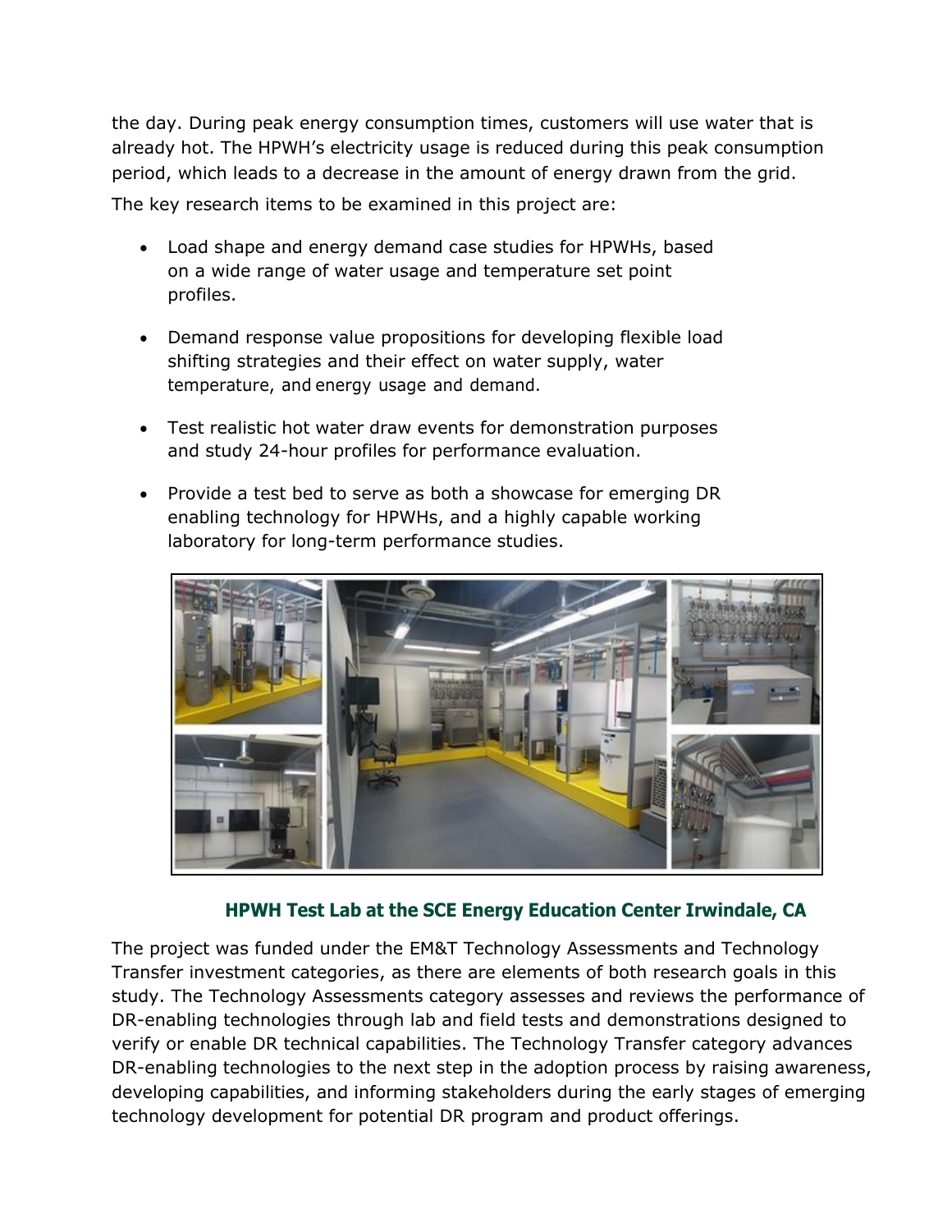the day. During peak energy consumption times, customers will use water that is already hot. The HPWH's electricity usage is reduced during this peak consumption period, which leads to a decrease in the amount of energy drawn from the grid.

The key research items to be examined in this project are:

- Load shape and energy demand case studies for HPWHs, based on a wide range of water usage and temperature set point profiles.
- Demand response value propositions for developing flexible load shifting strategies and their effect on water supply, water temperature, and energy usage and demand.
- Test realistic hot water draw events for demonstration purposes and study 24-hour profiles for performance evaluation.
- Provide a test bed to serve as both a showcase for emerging DR enabling technology for HPWHs, and a highly capable working laboratory for long-term performance studies.

**HPWH Test Lab at the SCE Energy Education Center Irwindale, CA**

The project was funded under the EM&T Technology Assessments and Technology Transfer investment categories, as there are elements of both research goals in this study. The Technology Assessments category assesses and reviews the performance of DR-enabling technologies through lab and field tests and demonstrations designed to verify or enable DR technical capabilities. The Technology Transfer category advances DR-enabling technologies to the next step in the adoption process by raising awareness, developing capabilities, and informing stakeholders during the early stages of emerging technology development for potential DR program and product offerings.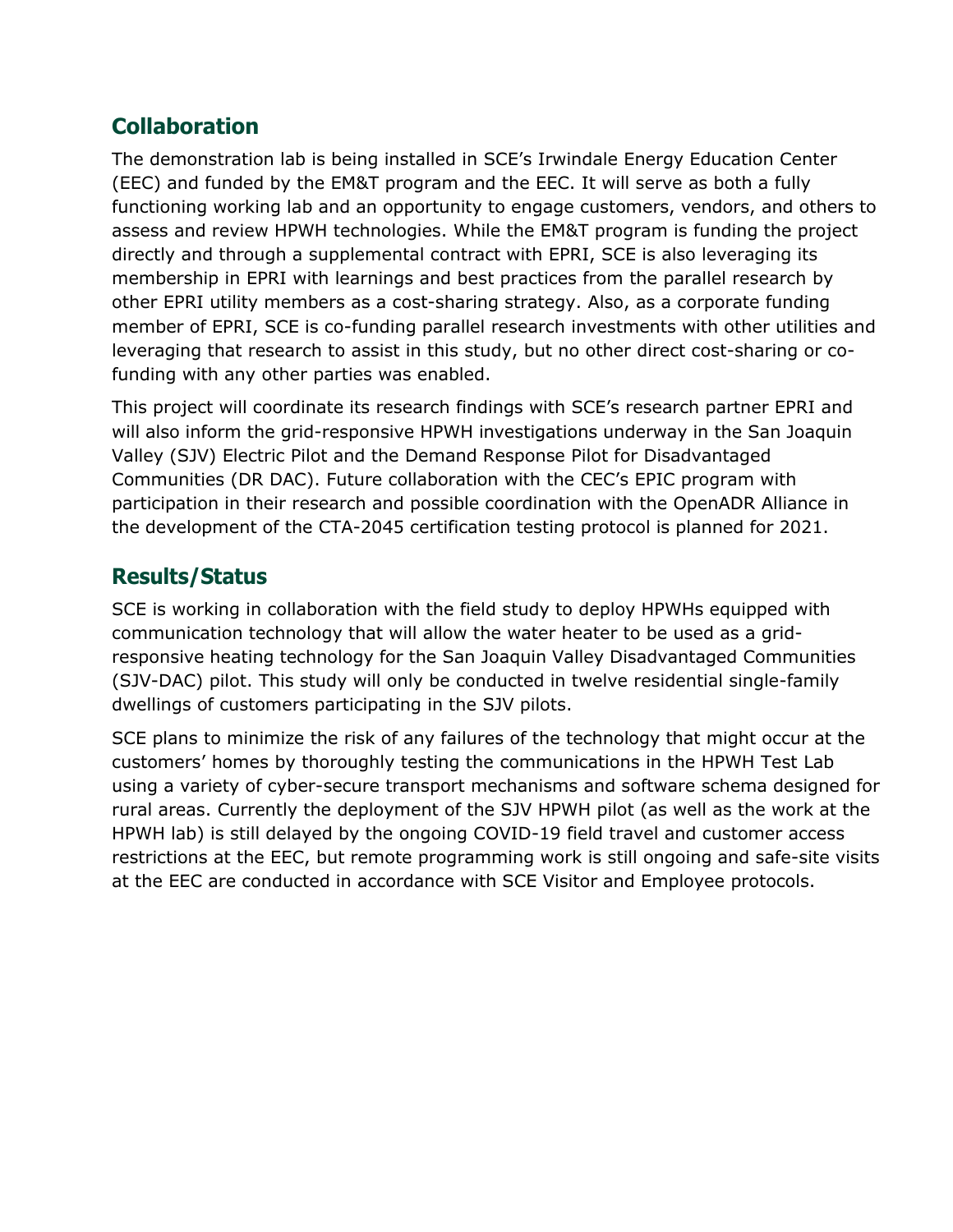## Collaboration

The demonstration lab is being installed in SCE's Irwindale Energy Education Center (EEC) and funded by the EM&T program and the EEC. It will serve as both a fully functioning working lab and an opportunity to engage customers, vendors, and others to assess and review HPWH technologies. While the EM&T program is funding the project directly and through a supplemental contract with EPRI, SCE is also leveraging its membership in EPRI with learnings and best practices from the parallel research by other EPRI utility members as a cost-sharing strategy. Also, as a corporate funding member of EPRI, SCE is co-funding parallel research investments with other utilities and leveraging that research to assist in this study, but no other direct cost-sharing or co-funding with any other parties was enabled.

This project will coordinate its research findings with SCE's research partner EPRI and will also inform the grid-responsive HPWH investigations underway in the San Joaquin Valley (SJV) Electric Pilot and the Demand Response Pilot for Disadvantaged Communities (DR DAC). Future collaboration with the CEC's EPIC program with participation in their research and possible coordination with the OpenADR Alliance in the development of the CTA-2045 certification testing protocol is planned for 2021.

## Results/Status

SCE is working in collaboration with the field study to deploy HPWHs equipped with communication technology that will allow the water heater to be used as a grid-responsive heating technology for the San Joaquin Valley Disadvantaged Communities (SJV-DAC) pilot. This study will only be conducted in twelve residential single-family dwellings of customers participating in the SJV pilots.

SCE plans to minimize the risk of any failures of the technology that might occur at the customers' homes by thoroughly testing the communications in the HPWH Test Lab using a variety of cyber-secure transport mechanisms and software schema designed for rural areas. Currently the deployment of the SJV HPWH pilot (as well as the work at the HPWH lab) is still delayed by the ongoing COVID-19 field travel and customer access restrictions at the EEC, but remote programming work is still ongoing and safe-site visits at the EEC are conducted in accordance with SCE Visitor and Employee protocols.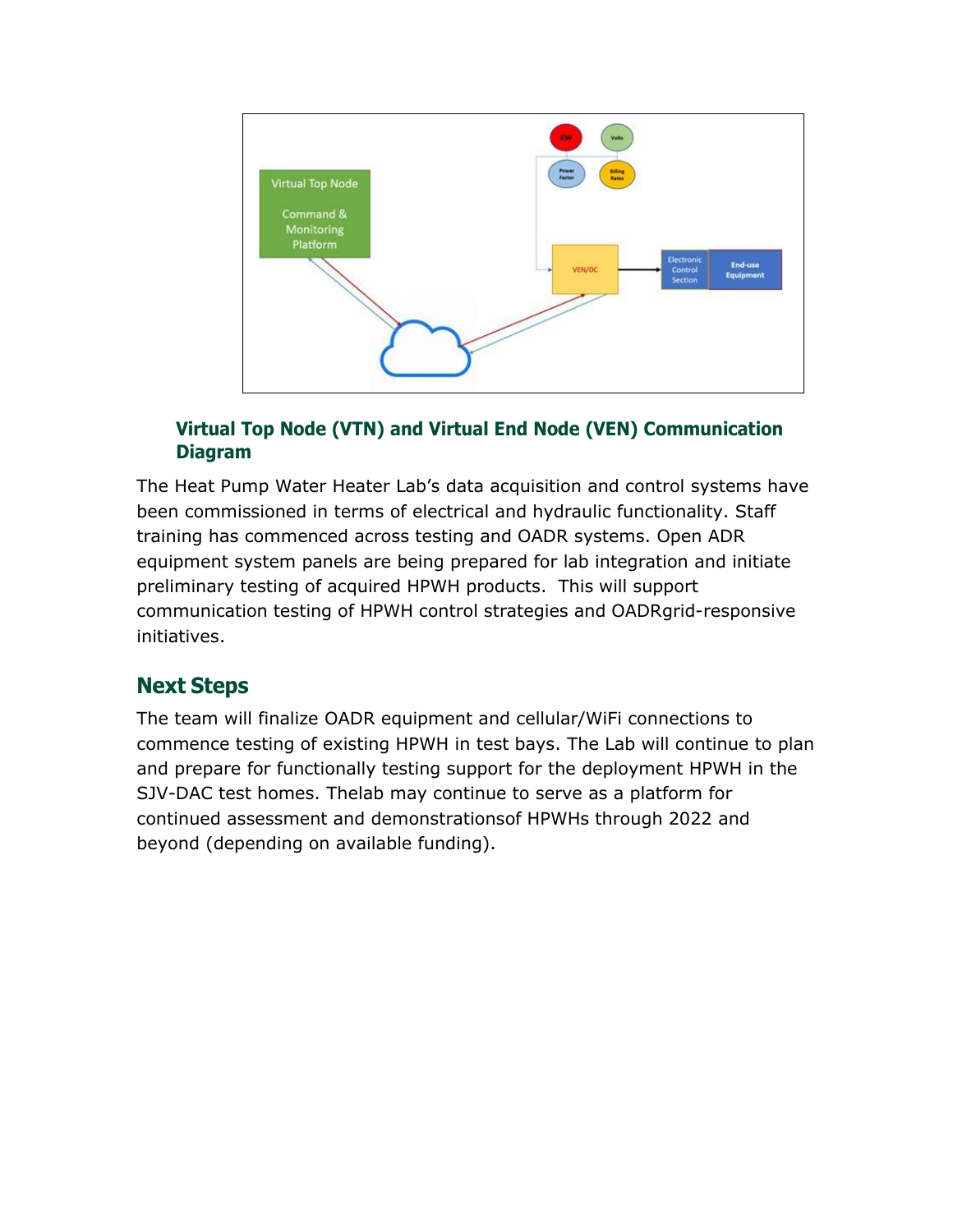Virtual Top Node

Command & Monitoring Platform

KW

Volts

Power Factor

Billing Rates

VEN/DC

Electronic Control Section

End-use Equipment

**Virtual Top Node (VTN) and Virtual End Node (VEN) Communication Diagram**

The Heat Pump Water Heater Lab's data acquisition and control systems have been commissioned in terms of electrical and hydraulic functionality. Staff training has commenced across testing and OADR systems. Open ADR equipment system panels are being prepared for lab integration and initiate preliminary testing of acquired HPWH products. This will support communication testing of HPWH control strategies and OADRgrid-responsive initiatives.

## Next Steps

The team will finalize OADR equipment and cellular/WiFi connections to commence testing of existing HPWH in test bays. The Lab will continue to plan and prepare for functionally testing support for the deployment HPWH in the SJV-DAC test homes. Thelab may continue to serve as a platform for continued assessment and demonstrationsof HPWHs through 2022 and beyond (depending on available funding).